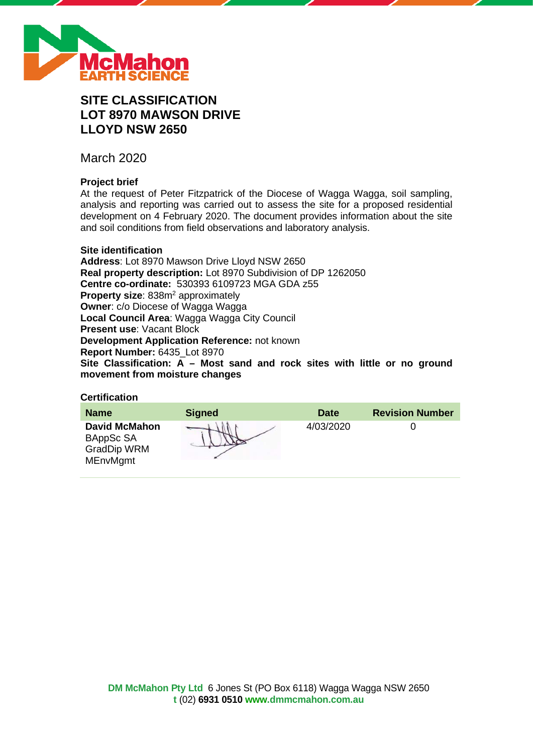# SITE CLASSIFICATION LOT 8970 MAWSON DRIVE LLOYD NSW 2650

March 2020

### Project brief

At the request of Peter Fitzpatrick of the Diocese of Wagga Wagga, soil sampling, analysis and reporting was carried out to assess the site for a proposed residential development on 4 February 2020. The document provides information about the site and soil conditions from field observations and laboratory analysis.

### Site identification

**Address**: Lot 8970 Mawson Drive Lloyd NSW 2650
**Real property description:** Lot 8970 Subdivision of DP 1262050
**Centre co-ordinate:** 530393 6109723 MGA GDA z55
**Property size**: 838m$^2$ approximately
**Owner**: c/o Diocese of Wagga Wagga
**Local Council Area**: Wagga Wagga City Council
**Present use**: Vacant Block
**Development Application Reference:** not known
**Report Number:** 6435_Lot 8970
**Site Classification: A – Most sand and rock sites with little or no ground movement from moisture changes**

### Certification

| Name | Signed | Date | Revision Number |
|---|---|---|---|
| **David McMahon** BAppSc SA GradDip WRM MEnvMgmt | | 4/03/2020 | 0 |

**DM McMahon Pty Ltd** 6 Jones St (PO Box 6118) Wagga Wagga NSW 2650
**t** (02) **6931 0510** **www.dmmcmahon.com.au**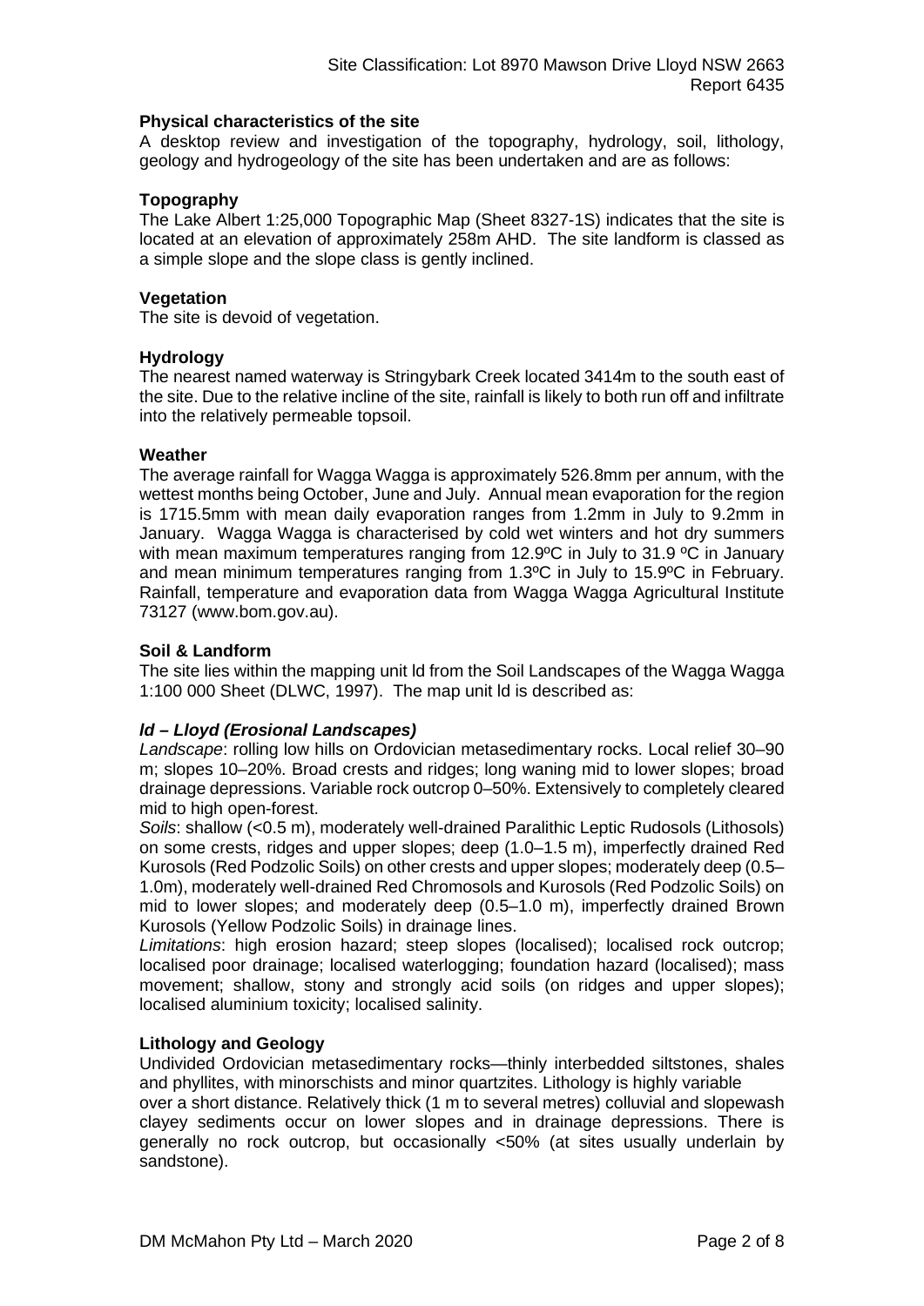### Physical characteristics of the site

A desktop review and investigation of the topography, hydrology, soil, lithology, geology and hydrogeology of the site has been undertaken and are as follows:

### Topography

The Lake Albert 1:25,000 Topographic Map (Sheet 8327-1S) indicates that the site is located at an elevation of approximately 258m AHD. The site landform is classed as a simple slope and the slope class is gently inclined.

### Vegetation

The site is devoid of vegetation.

### Hydrology

The nearest named waterway is Stringybark Creek located 3414m to the south east of the site. Due to the relative incline of the site, rainfall is likely to both run off and infiltrate into the relatively permeable topsoil.

### Weather

The average rainfall for Wagga Wagga is approximately 526.8mm per annum, with the wettest months being October, June and July. Annual mean evaporation for the region is 1715.5mm with mean daily evaporation ranges from 1.2mm in July to 9.2mm in January. Wagga Wagga is characterised by cold wet winters and hot dry summers with mean maximum temperatures ranging from 12.9ºC in July to 31.9 ºC in January and mean minimum temperatures ranging from 1.3ºC in July to 15.9ºC in February. Rainfall, temperature and evaporation data from Wagga Wagga Agricultural Institute 73127 (www.bom.gov.au).

### Soil & Landform

The site lies within the mapping unit ld from the Soil Landscapes of the Wagga Wagga 1:100 000 Sheet (DLWC, 1997). The map unit ld is described as:

***ld – Lloyd (Erosional Landscapes)***

*Landscape*: rolling low hills on Ordovician metasedimentary rocks. Local relief 30–90 m; slopes 10–20%. Broad crests and ridges; long waning mid to lower slopes; broad drainage depressions. Variable rock outcrop 0–50%. Extensively to completely cleared mid to high open-forest.

*Soils*: shallow (<0.5 m), moderately well-drained Paralithic Leptic Rudosols (Lithosols) on some crests, ridges and upper slopes; deep (1.0–1.5 m), imperfectly drained Red Kurosols (Red Podzolic Soils) on other crests and upper slopes; moderately deep (0.5–1.0m), moderately well-drained Red Chromosols and Kurosols (Red Podzolic Soils) on mid to lower slopes; and moderately deep (0.5–1.0 m), imperfectly drained Brown Kurosols (Yellow Podzolic Soils) in drainage lines.

*Limitations*: high erosion hazard; steep slopes (localised); localised rock outcrop; localised poor drainage; localised waterlogging; foundation hazard (localised); mass movement; shallow, stony and strongly acid soils (on ridges and upper slopes); localised aluminium toxicity; localised salinity.

### Lithology and Geology

Undivided Ordovician metasedimentary rocks—thinly interbedded siltstones, shales and phyllites, with minorschists and minor quartzites. Lithology is highly variable over a short distance. Relatively thick (1 m to several metres) colluvial and slopewash clayey sediments occur on lower slopes and in drainage depressions. There is generally no rock outcrop, but occasionally <50% (at sites usually underlain by sandstone).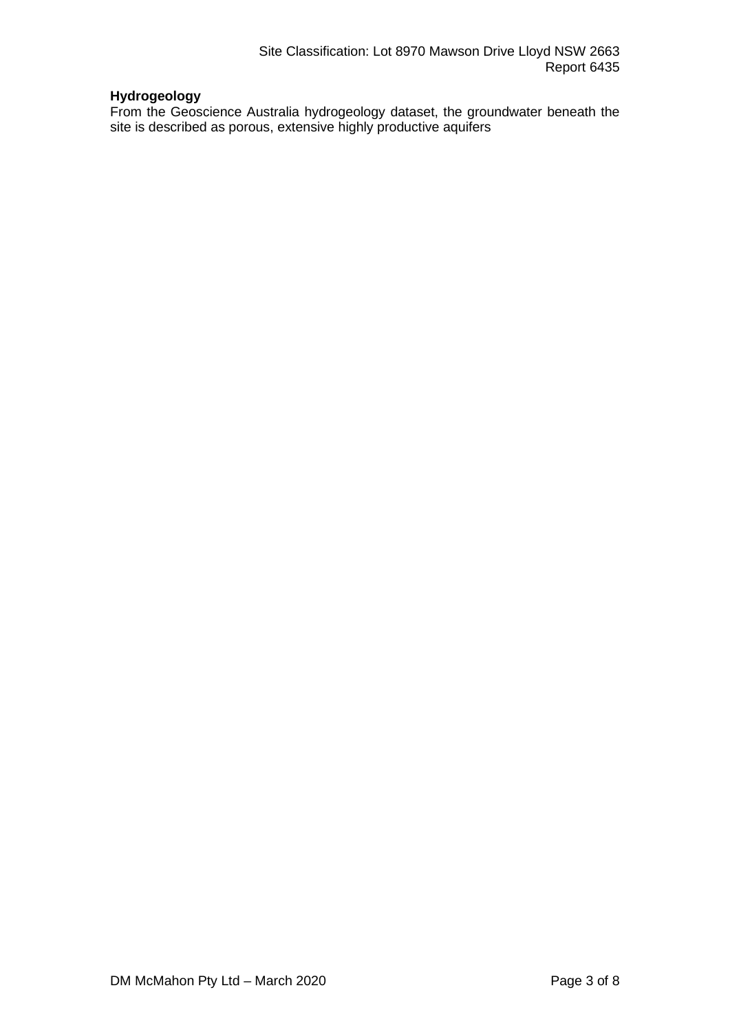**Hydrogeology**

From the Geoscience Australia hydrogeology dataset, the groundwater beneath the site is described as porous, extensive highly productive aquifers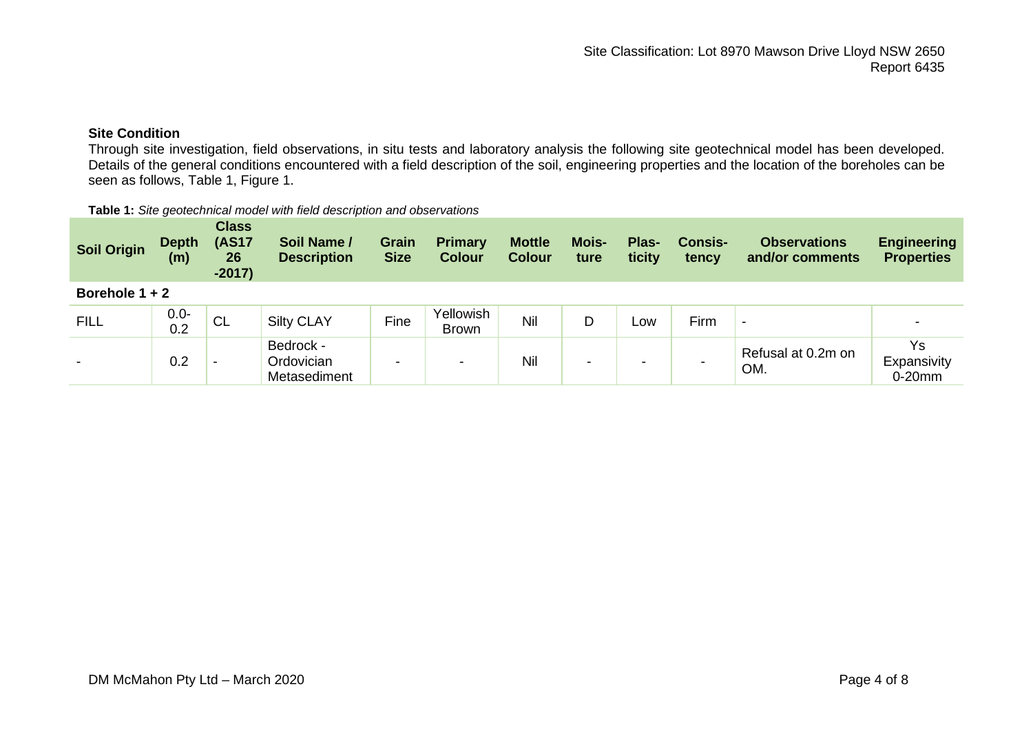## Site Condition

Through site investigation, field observations, in situ tests and laboratory analysis the following site geotechnical model has been developed. Details of the general conditions encountered with a field description of the soil, engineering properties and the location of the boreholes can be seen as follows, Table 1, Figure 1.

**Table 1:** *Site geotechnical model with field description and observations*

| Soil Origin | Depth (m) | Class (AS1726 -2017) | Soil Name / Description | Grain Size | Primary Colour | Mottle Colour | Moisture | Plasticity | Consistency | Observations and/or comments | Engineering Properties |
|---|---|---|---|---|---|---|---|---|---|---|---|
| **Borehole 1 + 2** | | | | | | | | | | | |
| FILL | 0.0-0.2 | CL | Silty CLAY | Fine | Yellowish Brown | Nil | D | Low | Firm | - | - |
| - | 0.2 | - | Bedrock - Ordovician Metasediment | - | - | Nil | - | - | - | Refusal at 0.2m on OM. | Ys Expansivity 0-20mm |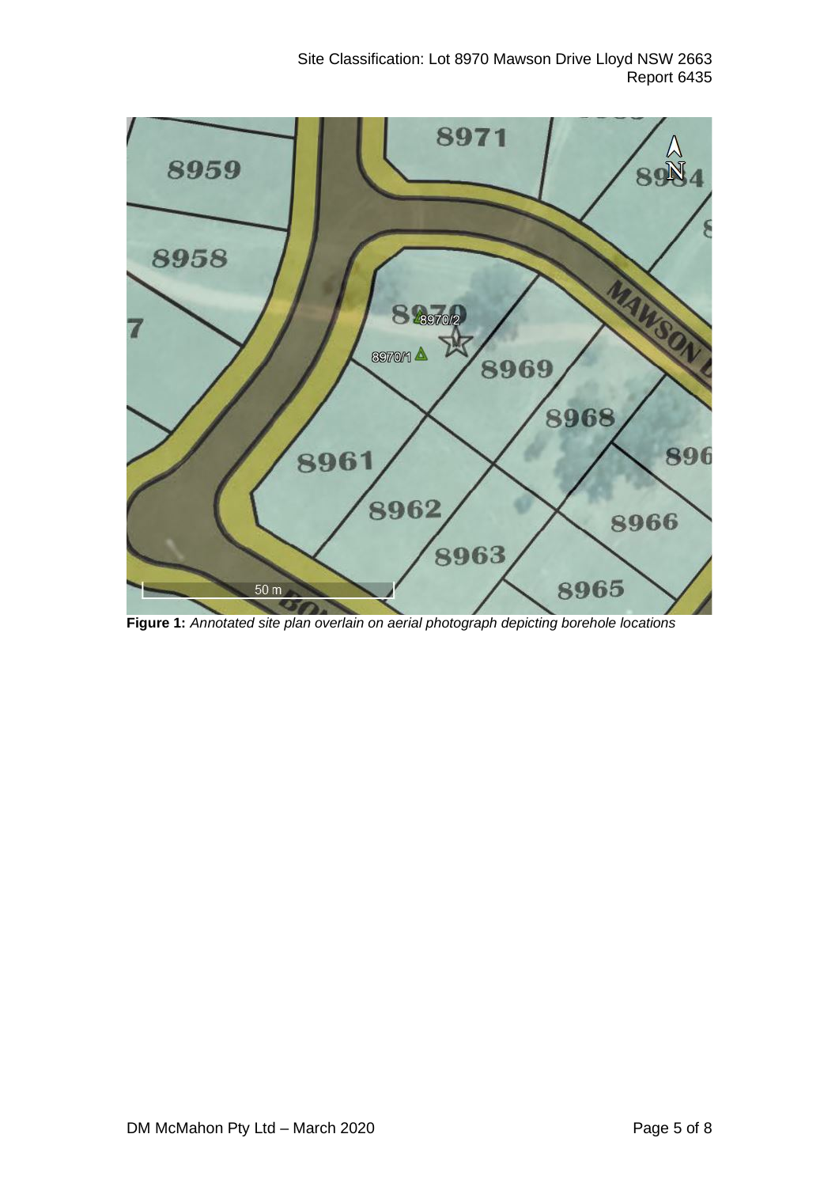**Figure 1:** *Annotated site plan overlain on aerial photograph depicting borehole locations*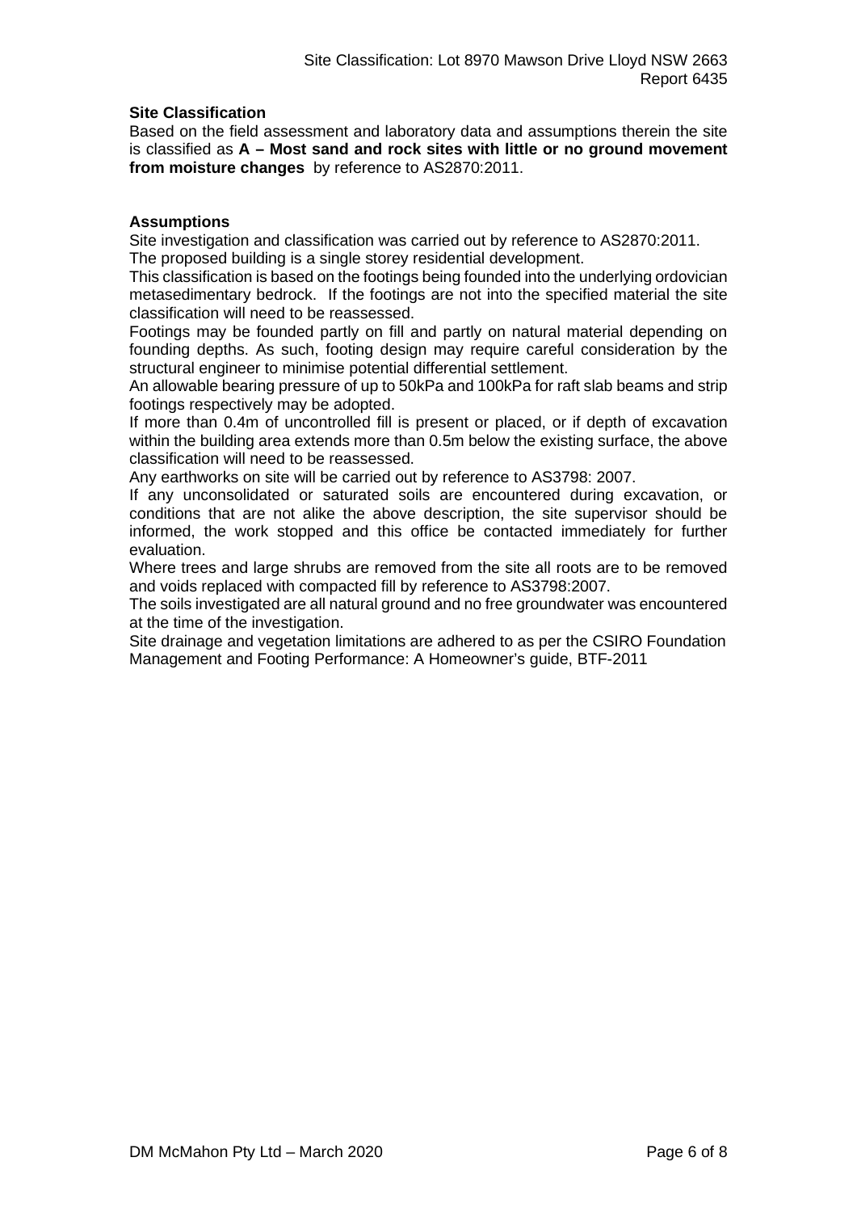**Site Classification**

Based on the field assessment and laboratory data and assumptions therein the site is classified as **A – Most sand and rock sites with little or no ground movement from moisture changes** by reference to AS2870:2011.

**Assumptions**

Site investigation and classification was carried out by reference to AS2870:2011.

The proposed building is a single storey residential development.

This classification is based on the footings being founded into the underlying ordovician metasedimentary bedrock. If the footings are not into the specified material the site classification will need to be reassessed.

Footings may be founded partly on fill and partly on natural material depending on founding depths. As such, footing design may require careful consideration by the structural engineer to minimise potential differential settlement.

An allowable bearing pressure of up to 50kPa and 100kPa for raft slab beams and strip footings respectively may be adopted.

If more than 0.4m of uncontrolled fill is present or placed, or if depth of excavation within the building area extends more than 0.5m below the existing surface, the above classification will need to be reassessed.

Any earthworks on site will be carried out by reference to AS3798: 2007.

If any unconsolidated or saturated soils are encountered during excavation, or conditions that are not alike the above description, the site supervisor should be informed, the work stopped and this office be contacted immediately for further evaluation.

Where trees and large shrubs are removed from the site all roots are to be removed and voids replaced with compacted fill by reference to AS3798:2007.

The soils investigated are all natural ground and no free groundwater was encountered at the time of the investigation.

Site drainage and vegetation limitations are adhered to as per the CSIRO Foundation Management and Footing Performance: A Homeowner's guide, BTF-2011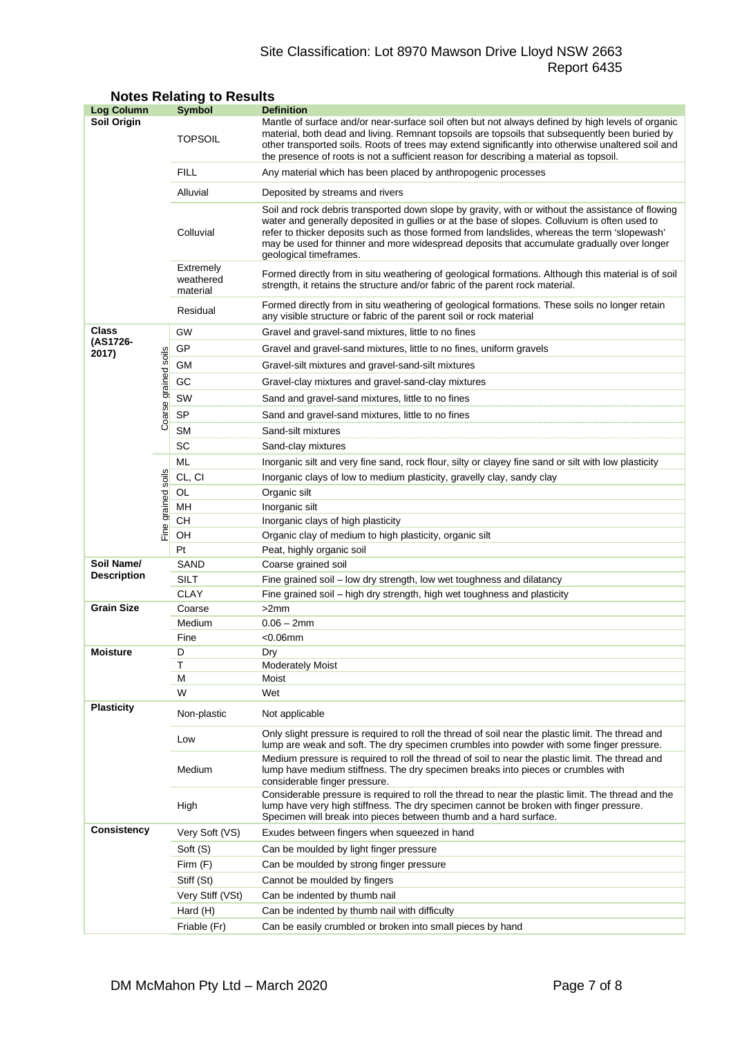## Notes Relating to Results

| Log Column | | Symbol | Definition |
|---|---|---|---|
| **Soil Origin** | | TOPSOIL | Mantle of surface and/or near-surface soil often but not always defined by high levels of organic material, both dead and living. Remnant topsoils are topsoils that subsequently been buried by other transported soils. Roots of trees may extend significantly into otherwise unaltered soil and the presence of roots is not a sufficient reason for describing a material as topsoil. |
| | | FILL | Any material which has been placed by anthropogenic processes |
| | | Alluvial | Deposited by streams and rivers |
| | | Colluvial | Soil and rock debris transported down slope by gravity, with or without the assistance of flowing water and generally deposited in gullies or at the base of slopes. Colluvium is often used to refer to thicker deposits such as those formed from landslides, whereas the term 'slopewash' may be used for thinner and more widespread deposits that accumulate gradually over longer geological timeframes. |
| | | Extremely weathered material | Formed directly from in situ weathering of geological formations. Although this material is of soil strength, it retains the structure and/or fabric of the parent rock material. |
| | | Residual | Formed directly from in situ weathering of geological formations. These soils no longer retain any visible structure or fabric of the parent soil or rock material |
| **Class (AS1726-2017)** | Coarse grained soils | GW | Gravel and gravel-sand mixtures, little to no fines |
| | | GP | Gravel and gravel-sand mixtures, little to no fines, uniform gravels |
| | | GM | Gravel-silt mixtures and gravel-sand-silt mixtures |
| | | GC | Gravel-clay mixtures and gravel-sand-clay mixtures |
| | | SW | Sand and gravel-sand mixtures, little to no fines |
| | | SP | Sand and gravel-sand mixtures, little to no fines |
| | | SM | Sand-silt mixtures |
| | | SC | Sand-clay mixtures |
| | Fine grained soils | ML | Inorganic silt and very fine sand, rock flour, silty or clayey fine sand or silt with low plasticity |
| | | CL, CI | Inorganic clays of low to medium plasticity, gravelly clay, sandy clay |
| | | OL | Organic silt |
| | | MH | Inorganic silt |
| | | CH | Inorganic clays of high plasticity |
| | | OH | Organic clay of medium to high plasticity, organic silt |
| | | Pt | Peat, highly organic soil |
| **Soil Name/ Description** | | SAND | Coarse grained soil |
| | | SILT | Fine grained soil – low dry strength, low wet toughness and dilatancy |
| | | CLAY | Fine grained soil – high dry strength, high wet toughness and plasticity |
| **Grain Size** | | Coarse | >2mm |
| | | Medium | 0.06 – 2mm |
| | | Fine | <0.06mm |
| **Moisture** | | D | Dry |
| | | T | Moderately Moist |
| | | M | Moist |
| | | W | Wet |
| **Plasticity** | | Non-plastic | Not applicable |
| | | Low | Only slight pressure is required to roll the thread of soil near the plastic limit. The thread and lump are weak and soft. The dry specimen crumbles into powder with some finger pressure. |
| | | Medium | Medium pressure is required to roll the thread of soil to near the plastic limit. The thread and lump have medium stiffness. The dry specimen breaks into pieces or crumbles with considerable finger pressure. |
| | | High | Considerable pressure is required to roll the thread to near the plastic limit. The thread and the lump have very high stiffness. The dry specimen cannot be broken with finger pressure. Specimen will break into pieces between thumb and a hard surface. |
| **Consistency** | | Very Soft (VS) | Exudes between fingers when squeezed in hand |
| | | Soft (S) | Can be moulded by light finger pressure |
| | | Firm (F) | Can be moulded by strong finger pressure |
| | | Stiff (St) | Cannot be moulded by fingers |
| | | Very Stiff (VSt) | Can be indented by thumb nail |
| | | Hard (H) | Can be indented by thumb nail with difficulty |
| | | Friable (Fr) | Can be easily crumbled or broken into small pieces by hand |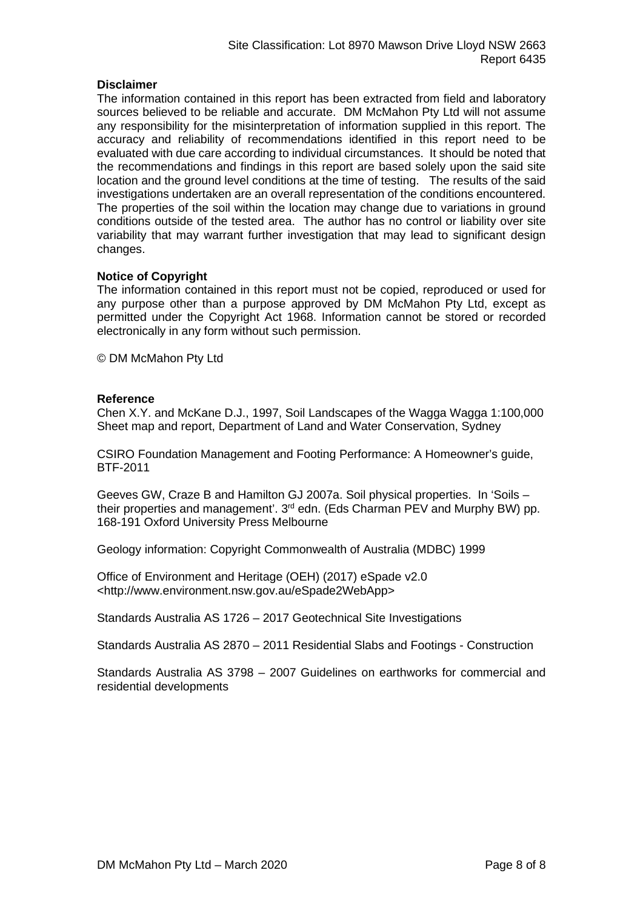### Disclaimer

The information contained in this report has been extracted from field and laboratory sources believed to be reliable and accurate. DM McMahon Pty Ltd will not assume any responsibility for the misinterpretation of information supplied in this report. The accuracy and reliability of recommendations identified in this report need to be evaluated with due care according to individual circumstances. It should be noted that the recommendations and findings in this report are based solely upon the said site location and the ground level conditions at the time of testing. The results of the said investigations undertaken are an overall representation of the conditions encountered. The properties of the soil within the location may change due to variations in ground conditions outside of the tested area. The author has no control or liability over site variability that may warrant further investigation that may lead to significant design changes.

### Notice of Copyright

The information contained in this report must not be copied, reproduced or used for any purpose other than a purpose approved by DM McMahon Pty Ltd, except as permitted under the Copyright Act 1968. Information cannot be stored or recorded electronically in any form without such permission.

© DM McMahon Pty Ltd

### Reference

Chen X.Y. and McKane D.J., 1997, Soil Landscapes of the Wagga Wagga 1:100,000 Sheet map and report, Department of Land and Water Conservation, Sydney

CSIRO Foundation Management and Footing Performance: A Homeowner's guide, BTF-2011

Geeves GW, Craze B and Hamilton GJ 2007a. Soil physical properties. In 'Soils – their properties and management'. 3rd edn. (Eds Charman PEV and Murphy BW) pp. 168-191 Oxford University Press Melbourne

Geology information: Copyright Commonwealth of Australia (MDBC) 1999

Office of Environment and Heritage (OEH) (2017) eSpade v2.0 <http://www.environment.nsw.gov.au/eSpade2WebApp>

Standards Australia AS 1726 – 2017 Geotechnical Site Investigations

Standards Australia AS 2870 – 2011 Residential Slabs and Footings - Construction

Standards Australia AS 3798 – 2007 Guidelines on earthworks for commercial and residential developments